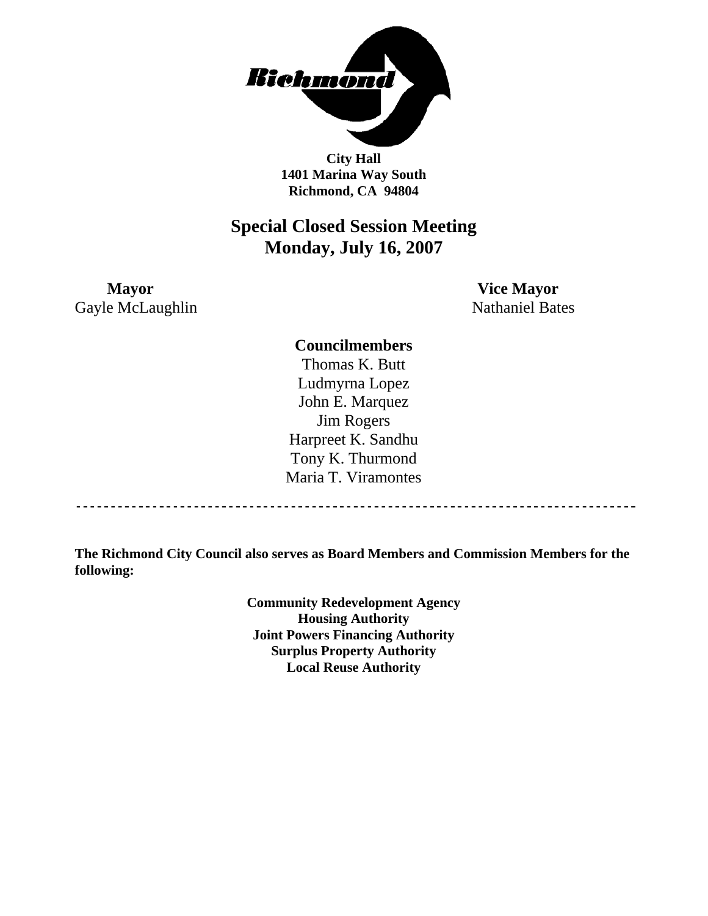**City Hall**
**1401 Marina Way South**
**Richmond, CA 94804**

# Special Closed Session Meeting
# Monday, July 16, 2007

**Mayor**
Gayle McLaughlin

**Vice Mayor**
Nathaniel Bates

**Councilmembers**

Thomas K. Butt
Ludmyrna Lopez
John E. Marquez
Jim Rogers
Harpreet K. Sandhu
Tony K. Thurmond
Maria T. Viramontes

---

**The Richmond City Council also serves as Board Members and Commission Members for the following:**

**Community Redevelopment Agency**
**Housing Authority**
**Joint Powers Financing Authority**
**Surplus Property Authority**
**Local Reuse Authority**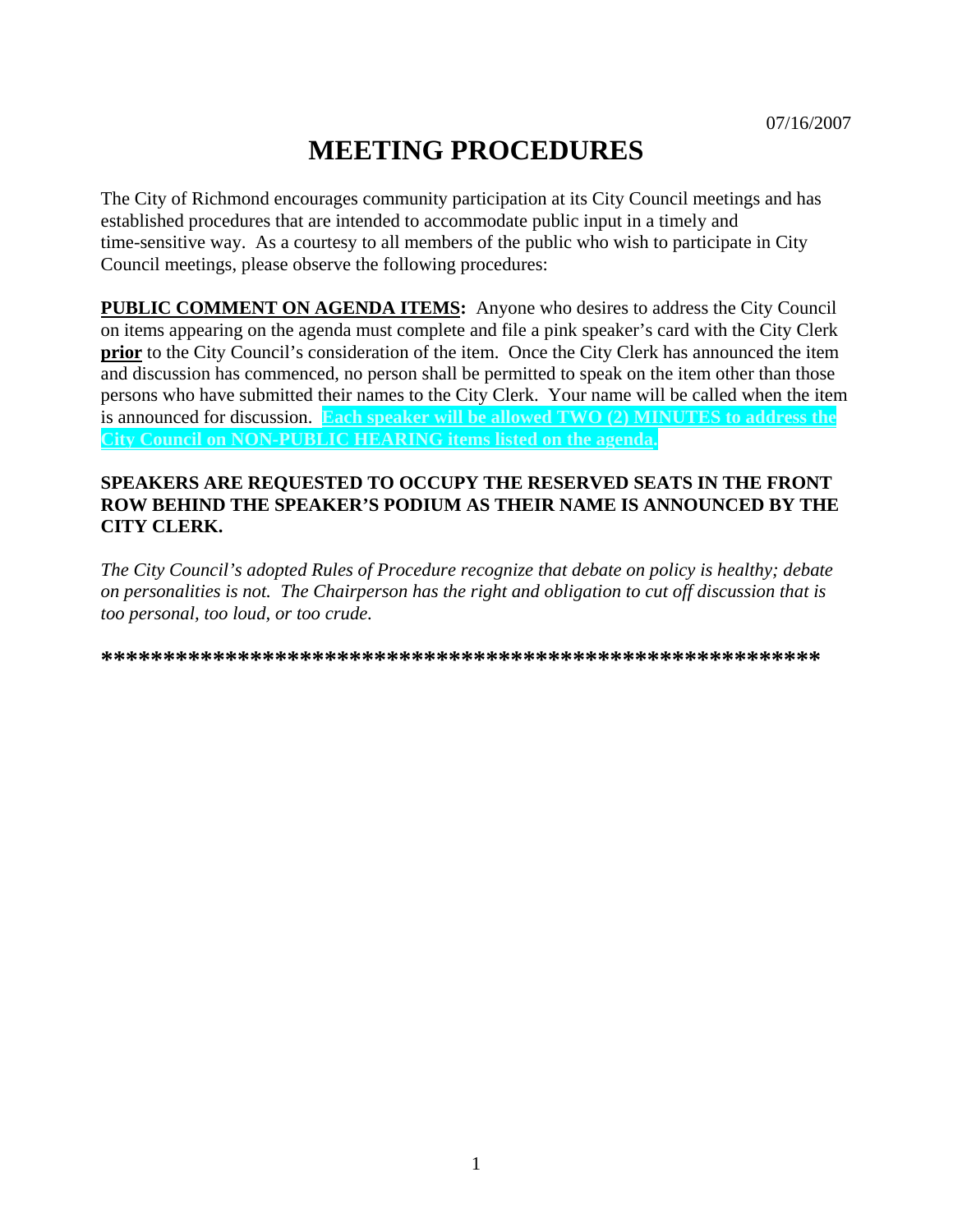07/16/2007

# MEETING PROCEDURES

The City of Richmond encourages community participation at its City Council meetings and has established procedures that are intended to accommodate public input in a timely and time-sensitive way. As a courtesy to all members of the public who wish to participate in City Council meetings, please observe the following procedures:

**PUBLIC COMMENT ON AGENDA ITEMS:** Anyone who desires to address the City Council on items appearing on the agenda must complete and file a pink speaker's card with the City Clerk **prior** to the City Council's consideration of the item. Once the City Clerk has announced the item and discussion has commenced, no person shall be permitted to speak on the item other than those persons who have submitted their names to the City Clerk. Your name will be called when the item is announced for discussion. **Each speaker will be allowed TWO (2) MINUTES to address the City Council on NON-PUBLIC HEARING items listed on the agenda.**

**SPEAKERS ARE REQUESTED TO OCCUPY THE RESERVED SEATS IN THE FRONT ROW BEHIND THE SPEAKER'S PODIUM AS THEIR NAME IS ANNOUNCED BY THE CITY CLERK.**

*The City Council's adopted Rules of Procedure recognize that debate on policy is healthy; debate on personalities is not. The Chairperson has the right and obligation to cut off discussion that is too personal, too loud, or too crude.*

**************************************************************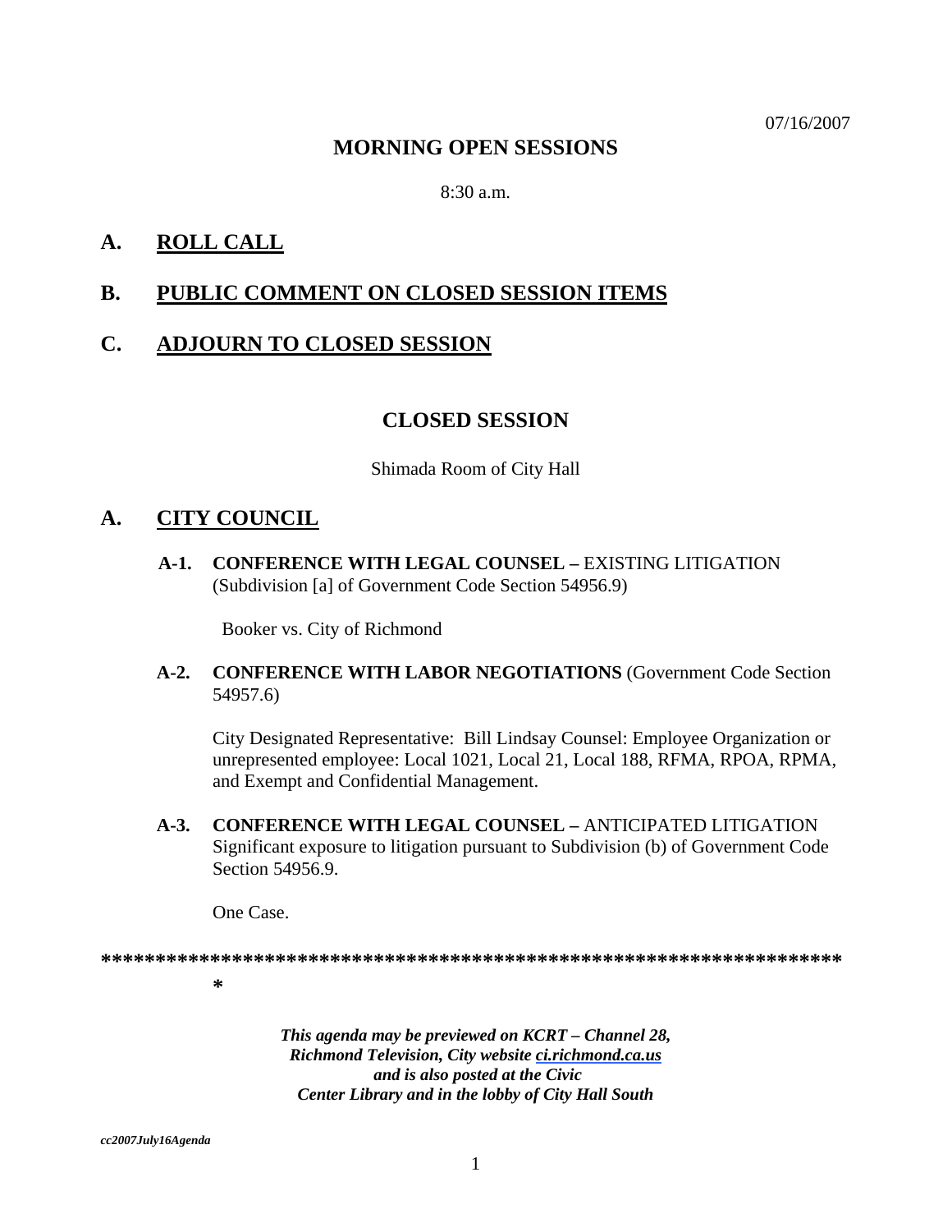07/16/2007

# MORNING OPEN SESSIONS

8:30 a.m.

## A. ROLL CALL

## B. PUBLIC COMMENT ON CLOSED SESSION ITEMS

## C. ADJOURN TO CLOSED SESSION

# CLOSED SESSION

Shimada Room of City Hall

## A. CITY COUNCIL

**A-1. CONFERENCE WITH LEGAL COUNSEL –** EXISTING LITIGATION (Subdivision [a] of Government Code Section 54956.9)

Booker vs. City of Richmond

**A-2. CONFERENCE WITH LABOR NEGOTIATIONS** (Government Code Section 54957.6)

City Designated Representative: Bill Lindsay Counsel: Employee Organization or unrepresented employee: Local 1021, Local 21, Local 188, RFMA, RPOA, RPMA, and Exempt and Confidential Management.

**A-3. CONFERENCE WITH LEGAL COUNSEL –** ANTICIPATED LITIGATION Significant exposure to litigation pursuant to Subdivision (b) of Government Code Section 54956.9.

One Case.

**\*\*\*\*\*\*\*\*\*\*\*\*\*\*\*\*\*\*\*\*\*\*\*\*\*\*\*\*\*\*\*\*\*\*\*\*\*\*\*\*\*\*\*\*\*\*\*\*\*\*\*\*\*\*\*\*\*\*\*\*\*\*\*\*\*\*\*\***

***This agenda may be previewed on KCRT – Channel 28, Richmond Television, City website ci.richmond.ca.us and is also posted at the Civic Center Library and in the lobby of City Hall South***

*cc2007July16Agenda*